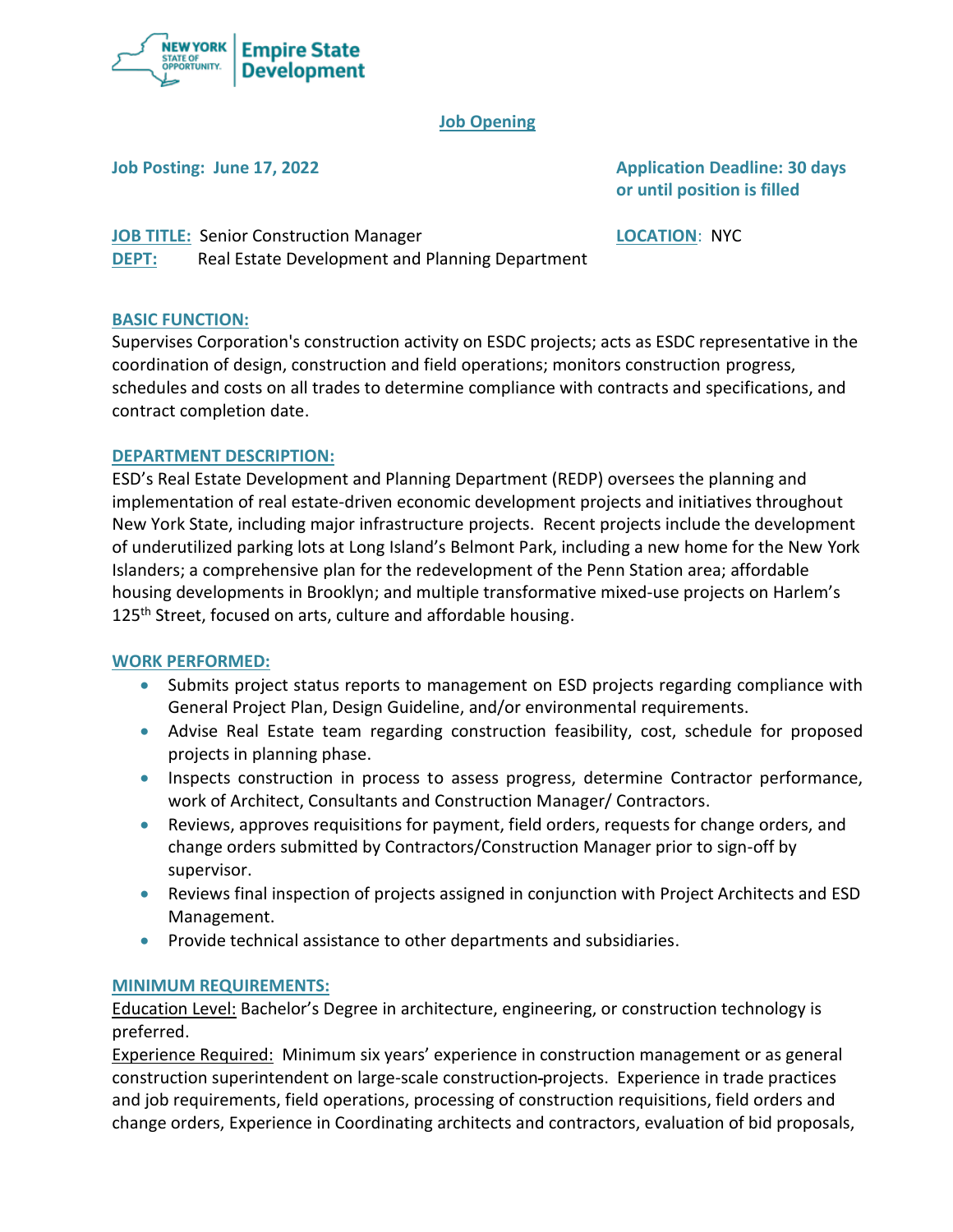## Job Opening

**Job Posting: June 17, 2022**

**Application Deadline: 30 days or until position is filled**

**JOB TITLE:** Senior Construction Manager

**LOCATION:** NYC

**DEPT:** Real Estate Development and Planning Department

### BASIC FUNCTION:

Supervises Corporation's construction activity on ESDC projects; acts as ESDC representative in the coordination of design, construction and field operations; monitors construction progress, schedules and costs on all trades to determine compliance with contracts and specifications, and contract completion date.

### DEPARTMENT DESCRIPTION:

ESD's Real Estate Development and Planning Department (REDP) oversees the planning and implementation of real estate-driven economic development projects and initiatives throughout New York State, including major infrastructure projects. Recent projects include the development of underutilized parking lots at Long Island's Belmont Park, including a new home for the New York Islanders; a comprehensive plan for the redevelopment of the Penn Station area; affordable housing developments in Brooklyn; and multiple transformative mixed-use projects on Harlem's 125th Street, focused on arts, culture and affordable housing.

### WORK PERFORMED:

- Submits project status reports to management on ESD projects regarding compliance with General Project Plan, Design Guideline, and/or environmental requirements.
- Advise Real Estate team regarding construction feasibility, cost, schedule for proposed projects in planning phase.
- Inspects construction in process to assess progress, determine Contractor performance, work of Architect, Consultants and Construction Manager/ Contractors.
- Reviews, approves requisitions for payment, field orders, requests for change orders, and change orders submitted by Contractors/Construction Manager prior to sign-off by supervisor.
- Reviews final inspection of projects assigned in conjunction with Project Architects and ESD Management.
- Provide technical assistance to other departments and subsidiaries.

### MINIMUM REQUIREMENTS:

Education Level: Bachelor's Degree in architecture, engineering, or construction technology is preferred.

Experience Required: Minimum six years' experience in construction management or as general construction superintendent on large-scale construction projects. Experience in trade practices and job requirements, field operations, processing of construction requisitions, field orders and change orders, Experience in Coordinating architects and contractors, evaluation of bid proposals,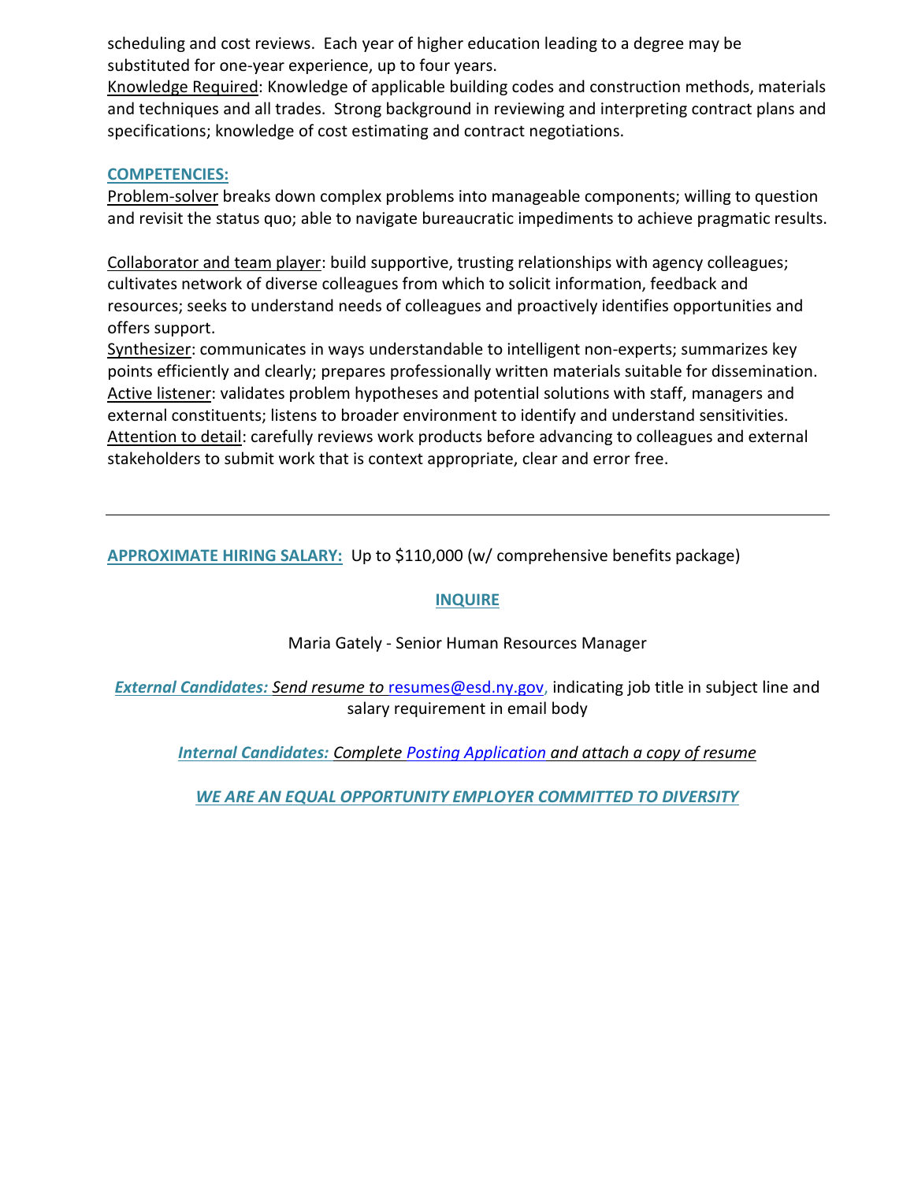scheduling and cost reviews. Each year of higher education leading to a degree may be substituted for one-year experience, up to four years.

Knowledge Required: Knowledge of applicable building codes and construction methods, materials and techniques and all trades. Strong background in reviewing and interpreting contract plans and specifications; knowledge of cost estimating and contract negotiations.

**COMPETENCIES:**

Problem-solver breaks down complex problems into manageable components; willing to question and revisit the status quo; able to navigate bureaucratic impediments to achieve pragmatic results.

Collaborator and team player: build supportive, trusting relationships with agency colleagues; cultivates network of diverse colleagues from which to solicit information, feedback and resources; seeks to understand needs of colleagues and proactively identifies opportunities and offers support.

Synthesizer: communicates in ways understandable to intelligent non-experts; summarizes key points efficiently and clearly; prepares professionally written materials suitable for dissemination.

Active listener: validates problem hypotheses and potential solutions with staff, managers and external constituents; listens to broader environment to identify and understand sensitivities.

Attention to detail: carefully reviews work products before advancing to colleagues and external stakeholders to submit work that is context appropriate, clear and error free.

---

**APPROXIMATE HIRING SALARY:** Up to $110,000 (w/ comprehensive benefits package)

**INQUIRE**

Maria Gately - Senior Human Resources Manager

***External Candidates:*** *Send resume to* resumes@esd.ny.gov, indicating job title in subject line and salary requirement in email body

***Internal Candidates:*** *Complete Posting Application and attach a copy of resume*

***WE ARE AN EQUAL OPPORTUNITY EMPLOYER COMMITTED TO DIVERSITY***